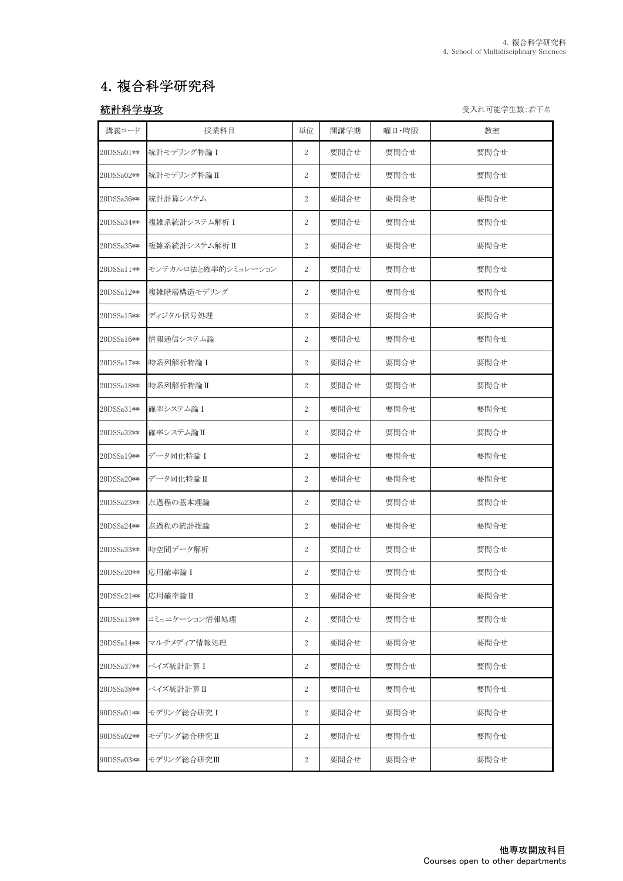# 4. 複合科学研究科

## 統計科学専攻

受入れ可能学生数:若干名

| 講義コード | 授業科目 | 単位 | 開講学期 | 曜日・時限 | 教室 |
|---|---|---|---|---|---|
| 20DSSa01** | 統計モデリング特論Ⅰ | 2 | 要問合せ | 要問合せ | 要問合せ |
| 20DSSa02** | 統計モデリング特論Ⅱ | 2 | 要問合せ | 要問合せ | 要問合せ |
| 20DSSa36** | 統計計算システム | 2 | 要問合せ | 要問合せ | 要問合せ |
| 20DSSa34** | 複雑系統計システム解析Ⅰ | 2 | 要問合せ | 要問合せ | 要問合せ |
| 20DSSa35** | 複雑系統計システム解析Ⅱ | 2 | 要問合せ | 要問合せ | 要問合せ |
| 20DSSa11** | モンテカルロ法と確率的シミュレーション | 2 | 要問合せ | 要問合せ | 要問合せ |
| 20DSSa12** | 複雑階層構造モデリング | 2 | 要問合せ | 要問合せ | 要問合せ |
| 20DSSa15** | ディジタル信号処理 | 2 | 要問合せ | 要問合せ | 要問合せ |
| 20DSSa16** | 情報通信システム論 | 2 | 要問合せ | 要問合せ | 要問合せ |
| 20DSSa17** | 時系列解析特論Ⅰ | 2 | 要問合せ | 要問合せ | 要問合せ |
| 20DSSa18** | 時系列解析特論Ⅱ | 2 | 要問合せ | 要問合せ | 要問合せ |
| 20DSSa31** | 確率システム論Ⅰ | 2 | 要問合せ | 要問合せ | 要問合せ |
| 20DSSa32** | 確率システム論Ⅱ | 2 | 要問合せ | 要問合せ | 要問合せ |
| 20DSSa19** | データ同化特論Ⅰ | 2 | 要問合せ | 要問合せ | 要問合せ |
| 20DSSa20** | データ同化特論Ⅱ | 2 | 要問合せ | 要問合せ | 要問合せ |
| 20DSSa23** | 点過程の基本理論 | 2 | 要問合せ | 要問合せ | 要問合せ |
| 20DSSa24** | 点過程の統計推論 | 2 | 要問合せ | 要問合せ | 要問合せ |
| 20DSSa33** | 時空間データ解析 | 2 | 要問合せ | 要問合せ | 要問合せ |
| 20DSSc20** | 応用確率論Ⅰ | 2 | 要問合せ | 要問合せ | 要問合せ |
| 20DSSc21** | 応用確率論Ⅱ | 2 | 要問合せ | 要問合せ | 要問合せ |
| 20DSSa13** | コミュニケーション情報処理 | 2 | 要問合せ | 要問合せ | 要問合せ |
| 20DSSa14** | マルチメディア情報処理 | 2 | 要問合せ | 要問合せ | 要問合せ |
| 20DSSa37** | ベイズ統計計算Ⅰ | 2 | 要問合せ | 要問合せ | 要問合せ |
| 20DSSa38** | ベイズ統計計算Ⅱ | 2 | 要問合せ | 要問合せ | 要問合せ |
| 90DSSa01** | モデリング総合研究Ⅰ | 2 | 要問合せ | 要問合せ | 要問合せ |
| 90DSSa02** | モデリング総合研究Ⅱ | 2 | 要問合せ | 要問合せ | 要問合せ |
| 90DSSa03** | モデリング総合研究Ⅲ | 2 | 要問合せ | 要問合せ | 要問合せ |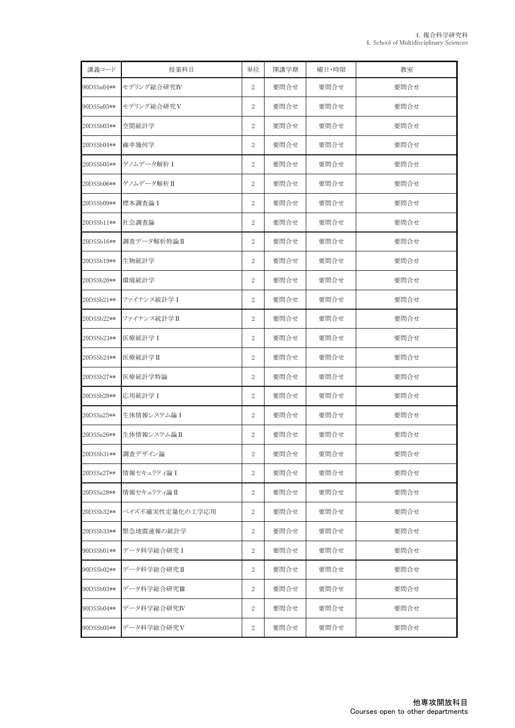| 講義コード | 授業科目 | 単位 | 開講学期 | 曜日・時限 | 教室 |
| --- | --- | --- | --- | --- | --- |
| 90DSSa04** | モデリング総合研究Ⅳ | 2 | 要問合せ | 要問合せ | 要問合せ |
| 90DSSa05** | モデリング総合研究Ⅴ | 2 | 要問合せ | 要問合せ | 要問合せ |
| 20DSSb03** | 空間統計学 | 2 | 要問合せ | 要問合せ | 要問合せ |
| 20DSSb04** | 確率幾何学 | 2 | 要問合せ | 要問合せ | 要問合せ |
| 20DSSb05** | ゲノムデータ解析Ⅰ | 2 | 要問合せ | 要問合せ | 要問合せ |
| 20DSSb06** | ゲノムデータ解析Ⅱ | 2 | 要問合せ | 要問合せ | 要問合せ |
| 20DSSb09** | 標本調査論Ⅰ | 2 | 要問合せ | 要問合せ | 要問合せ |
| 20DSSb11** | 社会調査論 | 2 | 要問合せ | 要問合せ | 要問合せ |
| 20DSSb16** | 調査データ解析特論Ⅱ | 2 | 要問合せ | 要問合せ | 要問合せ |
| 20DSSb19** | 生物統計学 | 2 | 要問合せ | 要問合せ | 要問合せ |
| 20DSSb20** | 環境統計学 | 2 | 要問合せ | 要問合せ | 要問合せ |
| 20DSSb21** | ファイナンス統計学Ⅰ | 2 | 要問合せ | 要問合せ | 要問合せ |
| 20DSSb22** | ファイナンス統計学Ⅱ | 2 | 要問合せ | 要問合せ | 要問合せ |
| 20DSSb23** | 医療統計学Ⅰ | 2 | 要問合せ | 要問合せ | 要問合せ |
| 20DSSb24** | 医療統計学Ⅱ | 2 | 要問合せ | 要問合せ | 要問合せ |
| 20DSSb27** | 医療統計学特論 | 2 | 要問合せ | 要問合せ | 要問合せ |
| 20DSSb28** | 応用統計学Ⅰ | 2 | 要問合せ | 要問合せ | 要問合せ |
| 20DSSa25** | 生体情報システム論Ⅰ | 2 | 要問合せ | 要問合せ | 要問合せ |
| 20DSSa26** | 生体情報システム論Ⅱ | 2 | 要問合せ | 要問合せ | 要問合せ |
| 20DSSb31** | 調査デザイン論 | 2 | 要問合せ | 要問合せ | 要問合せ |
| 20DSSa27** | 情報セキュリティ論Ⅰ | 2 | 要問合せ | 要問合せ | 要問合せ |
| 20DSSa28** | 情報セキュリティ論Ⅱ | 2 | 要問合せ | 要問合せ | 要問合せ |
| 20DSSb32** | ベイズ不確実性定量化の工学応用 | 2 | 要問合せ | 要問合せ | 要問合せ |
| 20DSSb33** | 緊急地震速報の統計学 | 2 | 要問合せ | 要問合せ | 要問合せ |
| 90DSSb01** | データ科学総合研究Ⅰ | 2 | 要問合せ | 要問合せ | 要問合せ |
| 90DSSb02** | データ科学総合研究Ⅱ | 2 | 要問合せ | 要問合せ | 要問合せ |
| 90DSSb03** | データ科学総合研究Ⅲ | 2 | 要問合せ | 要問合せ | 要問合せ |
| 90DSSb04** | データ科学総合研究Ⅳ | 2 | 要問合せ | 要問合せ | 要問合せ |
| 90DSSb05** | データ科学総合研究Ⅴ | 2 | 要問合せ | 要問合せ | 要問合せ |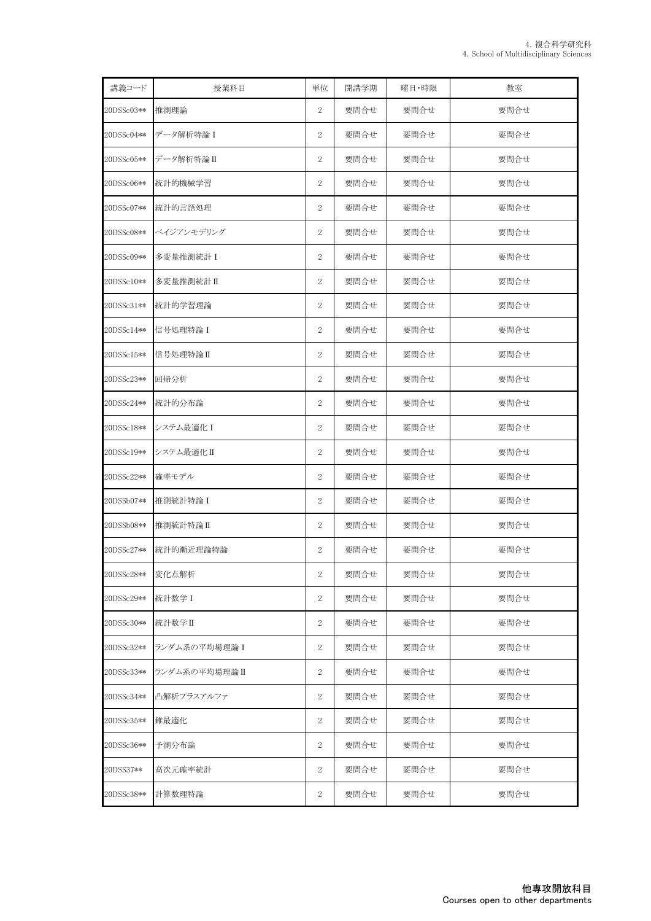| 講義コード | 授業科目 | 単位 | 開講学期 | 曜日・時限 | 教室 |
|---|---|---|---|---|---|
| 20DSSc03** | 推測理論 | 2 | 要問合せ | 要問合せ | 要問合せ |
| 20DSSc04** | データ解析特論Ⅰ | 2 | 要問合せ | 要問合せ | 要問合せ |
| 20DSSc05** | データ解析特論Ⅱ | 2 | 要問合せ | 要問合せ | 要問合せ |
| 20DSSc06** | 統計的機械学習 | 2 | 要問合せ | 要問合せ | 要問合せ |
| 20DSSc07** | 統計的言語処理 | 2 | 要問合せ | 要問合せ | 要問合せ |
| 20DSSc08** | ベイジアンモデリング | 2 | 要問合せ | 要問合せ | 要問合せ |
| 20DSSc09** | 多変量推測統計Ⅰ | 2 | 要問合せ | 要問合せ | 要問合せ |
| 20DSSc10** | 多変量推測統計Ⅱ | 2 | 要問合せ | 要問合せ | 要問合せ |
| 20DSSc31** | 統計的学習理論 | 2 | 要問合せ | 要問合せ | 要問合せ |
| 20DSSc14** | 信号処理特論Ⅰ | 2 | 要問合せ | 要問合せ | 要問合せ |
| 20DSSc15** | 信号処理特論Ⅱ | 2 | 要問合せ | 要問合せ | 要問合せ |
| 20DSSc23** | 回帰分析 | 2 | 要問合せ | 要問合せ | 要問合せ |
| 20DSSc24** | 統計的分布論 | 2 | 要問合せ | 要問合せ | 要問合せ |
| 20DSSc18** | システム最適化Ⅰ | 2 | 要問合せ | 要問合せ | 要問合せ |
| 20DSSc19** | システム最適化Ⅱ | 2 | 要問合せ | 要問合せ | 要問合せ |
| 20DSSc22** | 確率モデル | 2 | 要問合せ | 要問合せ | 要問合せ |
| 20DSSb07** | 推測統計特論Ⅰ | 2 | 要問合せ | 要問合せ | 要問合せ |
| 20DSSb08** | 推測統計特論Ⅱ | 2 | 要問合せ | 要問合せ | 要問合せ |
| 20DSSc27** | 統計的漸近理論特論 | 2 | 要問合せ | 要問合せ | 要問合せ |
| 20DSSc28** | 変化点解析 | 2 | 要問合せ | 要問合せ | 要問合せ |
| 20DSSc29** | 統計数学Ⅰ | 2 | 要問合せ | 要問合せ | 要問合せ |
| 20DSSc30** | 統計数学Ⅱ | 2 | 要問合せ | 要問合せ | 要問合せ |
| 20DSSc32** | ランダム系の平均場理論Ⅰ | 2 | 要問合せ | 要問合せ | 要問合せ |
| 20DSSc33** | ランダム系の平均場理論Ⅱ | 2 | 要問合せ | 要問合せ | 要問合せ |
| 20DSSc34** | 凸解析プラスアルファ | 2 | 要問合せ | 要問合せ | 要問合せ |
| 20DSSc35** | 錐最適化 | 2 | 要問合せ | 要問合せ | 要問合せ |
| 20DSSc36** | 予測分布論 | 2 | 要問合せ | 要問合せ | 要問合せ |
| 20DSS37** | 高次元確率統計 | 2 | 要問合せ | 要問合せ | 要問合せ |
| 20DSSc38** | 計算数理特論 | 2 | 要問合せ | 要問合せ | 要問合せ |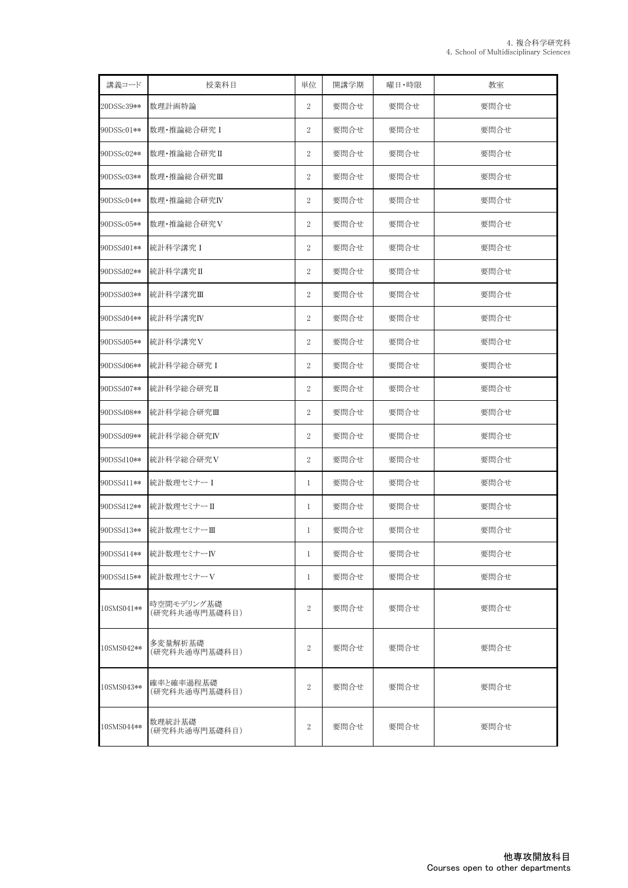| 講義コード | 授業科目 | 単位 | 開講学期 | 曜日・時限 | 教室 |
|---|---|---|---|---|---|
| 20DSSc39** | 数理計画特論 | 2 | 要問合せ | 要問合せ | 要問合せ |
| 90DSSc01** | 数理・推論総合研究Ⅰ | 2 | 要問合せ | 要問合せ | 要問合せ |
| 90DSSc02** | 数理・推論総合研究Ⅱ | 2 | 要問合せ | 要問合せ | 要問合せ |
| 90DSSc03** | 数理・推論総合研究Ⅲ | 2 | 要問合せ | 要問合せ | 要問合せ |
| 90DSSc04** | 数理・推論総合研究Ⅳ | 2 | 要問合せ | 要問合せ | 要問合せ |
| 90DSSc05** | 数理・推論総合研究Ⅴ | 2 | 要問合せ | 要問合せ | 要問合せ |
| 90DSSd01** | 統計科学講究Ⅰ | 2 | 要問合せ | 要問合せ | 要問合せ |
| 90DSSd02** | 統計科学講究Ⅱ | 2 | 要問合せ | 要問合せ | 要問合せ |
| 90DSSd03** | 統計科学講究Ⅲ | 2 | 要問合せ | 要問合せ | 要問合せ |
| 90DSSd04** | 統計科学講究Ⅳ | 2 | 要問合せ | 要問合せ | 要問合せ |
| 90DSSd05** | 統計科学講究Ⅴ | 2 | 要問合せ | 要問合せ | 要問合せ |
| 90DSSd06** | 統計科学総合研究Ⅰ | 2 | 要問合せ | 要問合せ | 要問合せ |
| 90DSSd07** | 統計科学総合研究Ⅱ | 2 | 要問合せ | 要問合せ | 要問合せ |
| 90DSSd08** | 統計科学総合研究Ⅲ | 2 | 要問合せ | 要問合せ | 要問合せ |
| 90DSSd09** | 統計科学総合研究Ⅳ | 2 | 要問合せ | 要問合せ | 要問合せ |
| 90DSSd10** | 統計科学総合研究Ⅴ | 2 | 要問合せ | 要問合せ | 要問合せ |
| 90DSSd11** | 統計数理セミナーⅠ | 1 | 要問合せ | 要問合せ | 要問合せ |
| 90DSSd12** | 統計数理セミナーⅡ | 1 | 要問合せ | 要問合せ | 要問合せ |
| 90DSSd13** | 統計数理セミナーⅢ | 1 | 要問合せ | 要問合せ | 要問合せ |
| 90DSSd14** | 統計数理セミナーⅣ | 1 | 要問合せ | 要問合せ | 要問合せ |
| 90DSSd15** | 統計数理セミナーⅤ | 1 | 要問合せ | 要問合せ | 要問合せ |
| 10SMS041** | 時空間モデリング基礎(研究科共通専門基礎科目) | 2 | 要問合せ | 要問合せ | 要問合せ |
| 10SMS042** | 多変量解析基礎(研究科共通専門基礎科目) | 2 | 要問合せ | 要問合せ | 要問合せ |
| 10SMS043** | 確率と確率過程基礎(研究科共通専門基礎科目) | 2 | 要問合せ | 要問合せ | 要問合せ |
| 10SMS044** | 数理統計基礎(研究科共通専門基礎科目) | 2 | 要問合せ | 要問合せ | 要問合せ |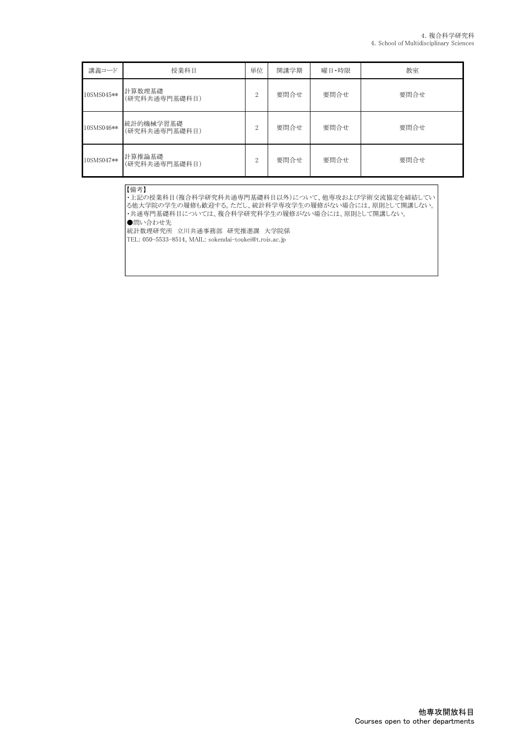| 講義コード | 授業科目 | 単位 | 開講学期 | 曜日・時限 | 教室 |
|---|---|---|---|---|---|
| 10SMS045** | 計算数理基礎<br>(研究科共通専門基礎科目) | 2 | 要問合せ | 要問合せ | 要問合せ |
| 10SMS046** | 統計的機械学習基礎<br>(研究科共通専門基礎科目) | 2 | 要問合せ | 要問合せ | 要問合せ |
| 10SMS047** | 計算推論基礎<br>(研究科共通専門基礎科目) | 2 | 要問合せ | 要問合せ | 要問合せ |

【備考】
・上記の授業科目(複合科学研究科共通専門基礎科目以外)について、他専攻および学術交流協定を締結している他大学院の学生の履修も歓迎する。ただし、統計科学専攻学生の履修がない場合には、原則として開講しない。
・共通専門基礎科目については、複合科学研究科学生の履修がない場合には、原則として開講しない。
●問い合わせ先
統計数理研究所　立川共通事務部　研究推進課　大学院係
TEL: 050-5533-8514, MAIL: sokendai-toukei@t.rois.ac.jp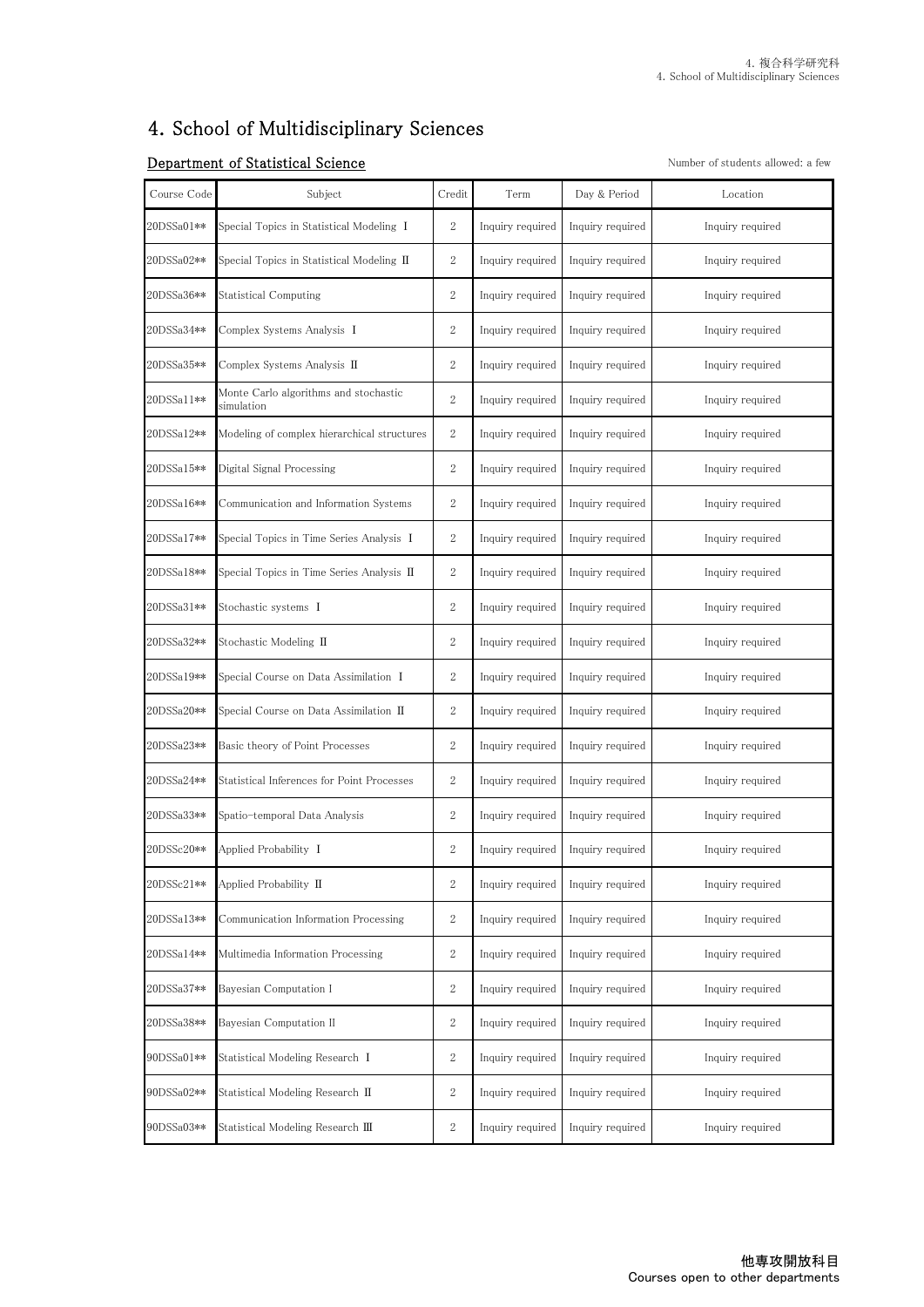# 4. School of Multidisciplinary Sciences

## Department of Statistical Science

Number of students allowed: a few

| Course Code | Subject | Credit | Term | Day & Period | Location |
| --- | --- | --- | --- | --- | --- |
| 20DSSa01** | Special Topics in Statistical Modeling Ⅰ | 2 | Inquiry required | Inquiry required | Inquiry required |
| 20DSSa02** | Special Topics in Statistical Modeling Ⅱ | 2 | Inquiry required | Inquiry required | Inquiry required |
| 20DSSa36** | Statistical Computing | 2 | Inquiry required | Inquiry required | Inquiry required |
| 20DSSa34** | Complex Systems Analysis Ⅰ | 2 | Inquiry required | Inquiry required | Inquiry required |
| 20DSSa35** | Complex Systems Analysis Ⅱ | 2 | Inquiry required | Inquiry required | Inquiry required |
| 20DSSa11** | Monte Carlo algorithms and stochastic simulation | 2 | Inquiry required | Inquiry required | Inquiry required |
| 20DSSa12** | Modeling of complex hierarchical structures | 2 | Inquiry required | Inquiry required | Inquiry required |
| 20DSSa15** | Digital Signal Processing | 2 | Inquiry required | Inquiry required | Inquiry required |
| 20DSSa16** | Communication and Information Systems | 2 | Inquiry required | Inquiry required | Inquiry required |
| 20DSSa17** | Special Topics in Time Series Analysis Ⅰ | 2 | Inquiry required | Inquiry required | Inquiry required |
| 20DSSa18** | Special Topics in Time Series Analysis Ⅱ | 2 | Inquiry required | Inquiry required | Inquiry required |
| 20DSSa31** | Stochastic systems Ⅰ | 2 | Inquiry required | Inquiry required | Inquiry required |
| 20DSSa32** | Stochastic Modeling Ⅱ | 2 | Inquiry required | Inquiry required | Inquiry required |
| 20DSSa19** | Special Course on Data Assimilation Ⅰ | 2 | Inquiry required | Inquiry required | Inquiry required |
| 20DSSa20** | Special Course on Data Assimilation Ⅱ | 2 | Inquiry required | Inquiry required | Inquiry required |
| 20DSSa23** | Basic theory of Point Processes | 2 | Inquiry required | Inquiry required | Inquiry required |
| 20DSSa24** | Statistical Inferences for Point Processes | 2 | Inquiry required | Inquiry required | Inquiry required |
| 20DSSa33** | Spatio-temporal Data Analysis | 2 | Inquiry required | Inquiry required | Inquiry required |
| 20DSSc20** | Applied Probability Ⅰ | 2 | Inquiry required | Inquiry required | Inquiry required |
| 20DSSc21** | Applied Probability Ⅱ | 2 | Inquiry required | Inquiry required | Inquiry required |
| 20DSSa13** | Communication Information Processing | 2 | Inquiry required | Inquiry required | Inquiry required |
| 20DSSa14** | Multimedia Information Processing | 2 | Inquiry required | Inquiry required | Inquiry required |
| 20DSSa37** | Bayesian Computation I | 2 | Inquiry required | Inquiry required | Inquiry required |
| 20DSSa38** | Bayesian Computation II | 2 | Inquiry required | Inquiry required | Inquiry required |
| 90DSSa01** | Statistical Modeling Research Ⅰ | 2 | Inquiry required | Inquiry required | Inquiry required |
| 90DSSa02** | Statistical Modeling Research Ⅱ | 2 | Inquiry required | Inquiry required | Inquiry required |
| 90DSSa03** | Statistical Modeling Research Ⅲ | 2 | Inquiry required | Inquiry required | Inquiry required |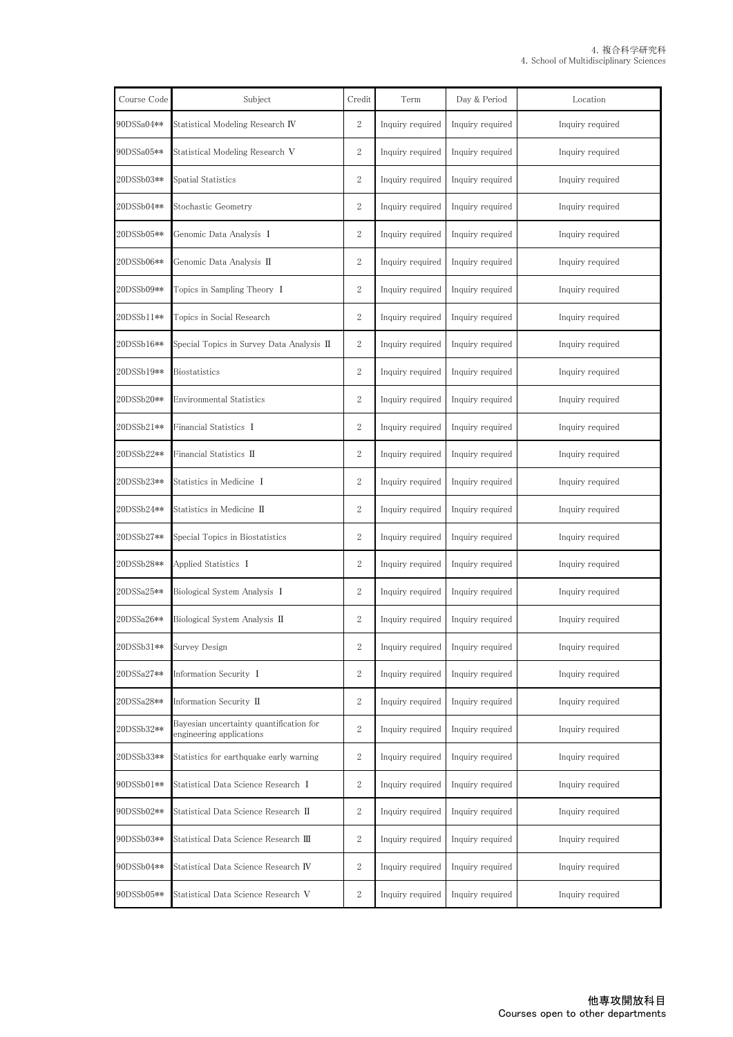| Course Code | Subject | Credit | Term | Day & Period | Location |
|---|---|---|---|---|---|
| 90DSSa04** | Statistical Modeling Research Ⅳ | 2 | Inquiry required | Inquiry required | Inquiry required |
| 90DSSa05** | Statistical Modeling Research Ⅴ | 2 | Inquiry required | Inquiry required | Inquiry required |
| 20DSSb03** | Spatial Statistics | 2 | Inquiry required | Inquiry required | Inquiry required |
| 20DSSb04** | Stochastic Geometry | 2 | Inquiry required | Inquiry required | Inquiry required |
| 20DSSb05** | Genomic Data Analysis Ⅰ | 2 | Inquiry required | Inquiry required | Inquiry required |
| 20DSSb06** | Genomic Data Analysis Ⅱ | 2 | Inquiry required | Inquiry required | Inquiry required |
| 20DSSb09** | Topics in Sampling Theory Ⅰ | 2 | Inquiry required | Inquiry required | Inquiry required |
| 20DSSb11** | Topics in Social Research | 2 | Inquiry required | Inquiry required | Inquiry required |
| 20DSSb16** | Special Topics in Survey Data Analysis Ⅱ | 2 | Inquiry required | Inquiry required | Inquiry required |
| 20DSSb19** | Biostatistics | 2 | Inquiry required | Inquiry required | Inquiry required |
| 20DSSb20** | Environmental Statistics | 2 | Inquiry required | Inquiry required | Inquiry required |
| 20DSSb21** | Financial Statistics Ⅰ | 2 | Inquiry required | Inquiry required | Inquiry required |
| 20DSSb22** | Financial Statistics Ⅱ | 2 | Inquiry required | Inquiry required | Inquiry required |
| 20DSSb23** | Statistics in Medicine Ⅰ | 2 | Inquiry required | Inquiry required | Inquiry required |
| 20DSSb24** | Statistics in Medicine Ⅱ | 2 | Inquiry required | Inquiry required | Inquiry required |
| 20DSSb27** | Special Topics in Biostatistics | 2 | Inquiry required | Inquiry required | Inquiry required |
| 20DSSb28** | Applied Statistics Ⅰ | 2 | Inquiry required | Inquiry required | Inquiry required |
| 20DSSa25** | Biological System Analysis Ⅰ | 2 | Inquiry required | Inquiry required | Inquiry required |
| 20DSSa26** | Biological System Analysis Ⅱ | 2 | Inquiry required | Inquiry required | Inquiry required |
| 20DSSb31** | Survey Design | 2 | Inquiry required | Inquiry required | Inquiry required |
| 20DSSa27** | Information Security Ⅰ | 2 | Inquiry required | Inquiry required | Inquiry required |
| 20DSSa28** | Information Security Ⅱ | 2 | Inquiry required | Inquiry required | Inquiry required |
| 20DSSb32** | Bayesian uncertainty quantification for engineering applications | 2 | Inquiry required | Inquiry required | Inquiry required |
| 20DSSb33** | Statistics for earthquake early warning | 2 | Inquiry required | Inquiry required | Inquiry required |
| 90DSSb01** | Statistical Data Science Research Ⅰ | 2 | Inquiry required | Inquiry required | Inquiry required |
| 90DSSb02** | Statistical Data Science Research Ⅱ | 2 | Inquiry required | Inquiry required | Inquiry required |
| 90DSSb03** | Statistical Data Science Research Ⅲ | 2 | Inquiry required | Inquiry required | Inquiry required |
| 90DSSb04** | Statistical Data Science Research Ⅳ | 2 | Inquiry required | Inquiry required | Inquiry required |
| 90DSSb05** | Statistical Data Science Research Ⅴ | 2 | Inquiry required | Inquiry required | Inquiry required |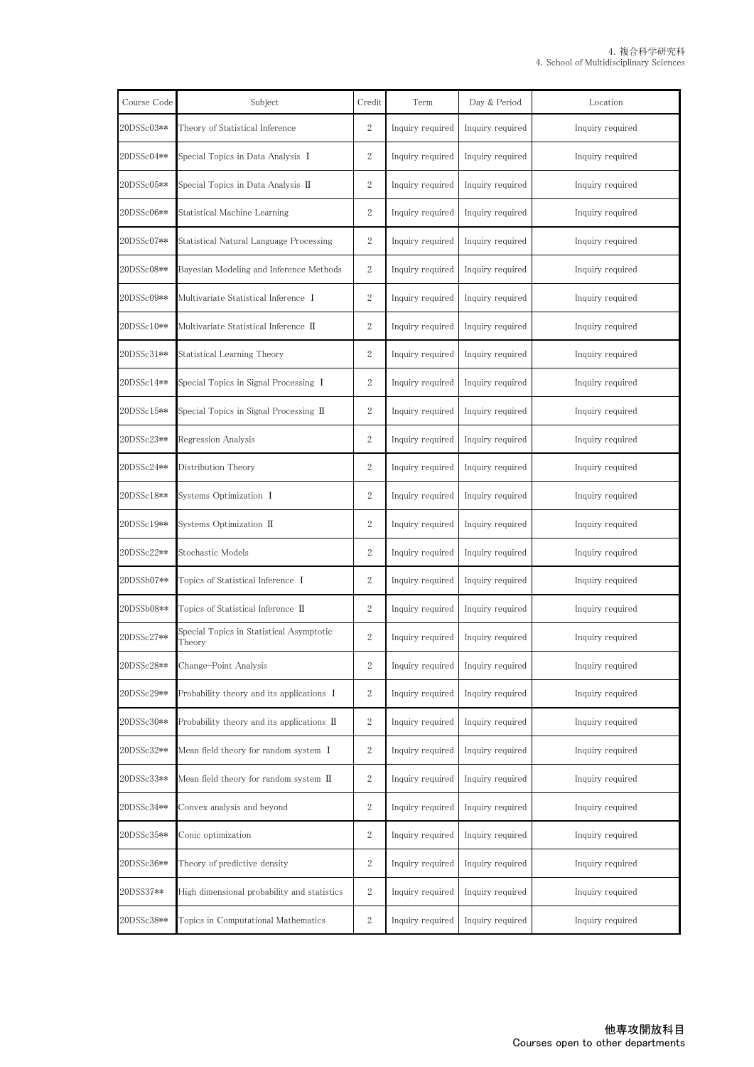| Course Code | Subject | Credit | Term | Day & Period | Location |
|---|---|---|---|---|---|
| 20DSSc03** | Theory of Statistical Inference | 2 | Inquiry required | Inquiry required | Inquiry required |
| 20DSSc04** | Special Topics in Data Analysis Ⅰ | 2 | Inquiry required | Inquiry required | Inquiry required |
| 20DSSc05** | Special Topics in Data Analysis Ⅱ | 2 | Inquiry required | Inquiry required | Inquiry required |
| 20DSSc06** | Statistical Machine Learning | 2 | Inquiry required | Inquiry required | Inquiry required |
| 20DSSc07** | Statistical Natural Language Processing | 2 | Inquiry required | Inquiry required | Inquiry required |
| 20DSSc08** | Bayesian Modeling and Inference Methods | 2 | Inquiry required | Inquiry required | Inquiry required |
| 20DSSc09** | Multivariate Statistical Inference Ⅰ | 2 | Inquiry required | Inquiry required | Inquiry required |
| 20DSSc10** | Multivariate Statistical Inference Ⅱ | 2 | Inquiry required | Inquiry required | Inquiry required |
| 20DSSc31** | Statistical Learning Theory | 2 | Inquiry required | Inquiry required | Inquiry required |
| 20DSSc14** | Special Topics in Signal Processing Ⅰ | 2 | Inquiry required | Inquiry required | Inquiry required |
| 20DSSc15** | Special Topics in Signal Processing Ⅱ | 2 | Inquiry required | Inquiry required | Inquiry required |
| 20DSSc23** | Regression Analysis | 2 | Inquiry required | Inquiry required | Inquiry required |
| 20DSSc24** | Distribution Theory | 2 | Inquiry required | Inquiry required | Inquiry required |
| 20DSSc18** | Systems Optimization Ⅰ | 2 | Inquiry required | Inquiry required | Inquiry required |
| 20DSSc19** | Systems Optimization Ⅱ | 2 | Inquiry required | Inquiry required | Inquiry required |
| 20DSSc22** | Stochastic Models | 2 | Inquiry required | Inquiry required | Inquiry required |
| 20DSSb07** | Topics of Statistical Inference Ⅰ | 2 | Inquiry required | Inquiry required | Inquiry required |
| 20DSSb08** | Topics of Statistical Inference Ⅱ | 2 | Inquiry required | Inquiry required | Inquiry required |
| 20DSSc27** | Special Topics in Statistical Asymptotic Theory | 2 | Inquiry required | Inquiry required | Inquiry required |
| 20DSSc28** | Change-Point Analysis | 2 | Inquiry required | Inquiry required | Inquiry required |
| 20DSSc29** | Probability theory and its applications Ⅰ | 2 | Inquiry required | Inquiry required | Inquiry required |
| 20DSSc30** | Probability theory and its applications Ⅱ | 2 | Inquiry required | Inquiry required | Inquiry required |
| 20DSSc32** | Mean field theory for random system Ⅰ | 2 | Inquiry required | Inquiry required | Inquiry required |
| 20DSSc33** | Mean field theory for random system Ⅱ | 2 | Inquiry required | Inquiry required | Inquiry required |
| 20DSSc34** | Convex analysis and beyond | 2 | Inquiry required | Inquiry required | Inquiry required |
| 20DSSc35** | Conic optimization | 2 | Inquiry required | Inquiry required | Inquiry required |
| 20DSSc36** | Theory of predictive density | 2 | Inquiry required | Inquiry required | Inquiry required |
| 20DSS37** | High dimensional probability and statistics | 2 | Inquiry required | Inquiry required | Inquiry required |
| 20DSSc38** | Topics in Computational Mathematics | 2 | Inquiry required | Inquiry required | Inquiry required |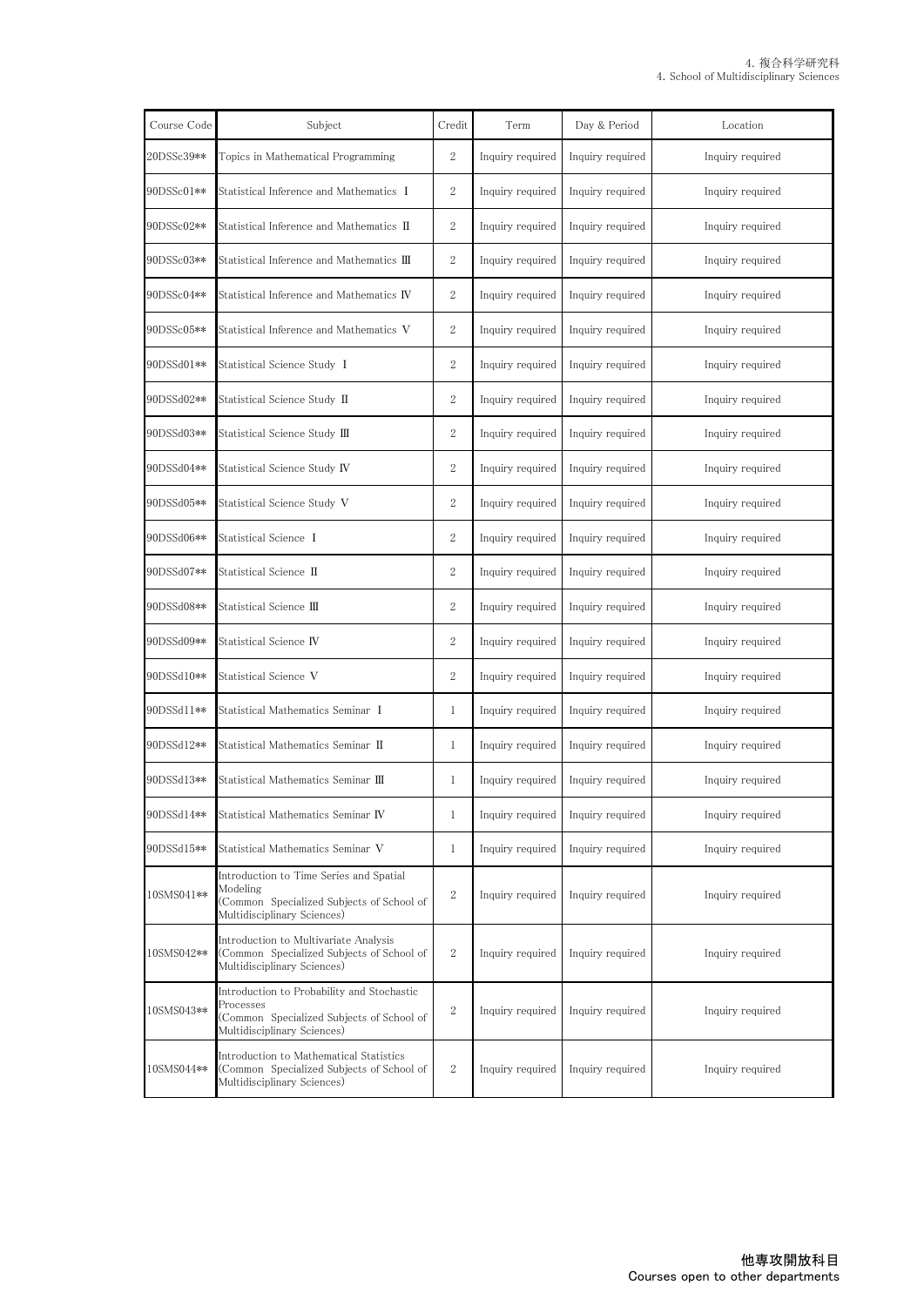| Course Code | Subject | Credit | Term | Day & Period | Location |
| --- | --- | --- | --- | --- | --- |
| 20DSSc39** | Topics in Mathematical Programming | 2 | Inquiry required | Inquiry required | Inquiry required |
| 90DSSc01** | Statistical Inference and Mathematics Ⅰ | 2 | Inquiry required | Inquiry required | Inquiry required |
| 90DSSc02** | Statistical Inference and Mathematics Ⅱ | 2 | Inquiry required | Inquiry required | Inquiry required |
| 90DSSc03** | Statistical Inference and Mathematics Ⅲ | 2 | Inquiry required | Inquiry required | Inquiry required |
| 90DSSc04** | Statistical Inference and Mathematics Ⅳ | 2 | Inquiry required | Inquiry required | Inquiry required |
| 90DSSc05** | Statistical Inference and Mathematics Ⅴ | 2 | Inquiry required | Inquiry required | Inquiry required |
| 90DSSd01** | Statistical Science Study Ⅰ | 2 | Inquiry required | Inquiry required | Inquiry required |
| 90DSSd02** | Statistical Science Study Ⅱ | 2 | Inquiry required | Inquiry required | Inquiry required |
| 90DSSd03** | Statistical Science Study Ⅲ | 2 | Inquiry required | Inquiry required | Inquiry required |
| 90DSSd04** | Statistical Science Study Ⅳ | 2 | Inquiry required | Inquiry required | Inquiry required |
| 90DSSd05** | Statistical Science Study Ⅴ | 2 | Inquiry required | Inquiry required | Inquiry required |
| 90DSSd06** | Statistical Science Ⅰ | 2 | Inquiry required | Inquiry required | Inquiry required |
| 90DSSd07** | Statistical Science Ⅱ | 2 | Inquiry required | Inquiry required | Inquiry required |
| 90DSSd08** | Statistical Science Ⅲ | 2 | Inquiry required | Inquiry required | Inquiry required |
| 90DSSd09** | Statistical Science Ⅳ | 2 | Inquiry required | Inquiry required | Inquiry required |
| 90DSSd10** | Statistical Science Ⅴ | 2 | Inquiry required | Inquiry required | Inquiry required |
| 90DSSd11** | Statistical Mathematics Seminar Ⅰ | 1 | Inquiry required | Inquiry required | Inquiry required |
| 90DSSd12** | Statistical Mathematics Seminar Ⅱ | 1 | Inquiry required | Inquiry required | Inquiry required |
| 90DSSd13** | Statistical Mathematics Seminar Ⅲ | 1 | Inquiry required | Inquiry required | Inquiry required |
| 90DSSd14** | Statistical Mathematics Seminar Ⅳ | 1 | Inquiry required | Inquiry required | Inquiry required |
| 90DSSd15** | Statistical Mathematics Seminar Ⅴ | 1 | Inquiry required | Inquiry required | Inquiry required |
| 10SMS041** | Introduction to Time Series and Spatial Modeling (Common Specialized Subjects of School of Multidisciplinary Sciences) | 2 | Inquiry required | Inquiry required | Inquiry required |
| 10SMS042** | Introduction to Multivariate Analysis (Common Specialized Subjects of School of Multidisciplinary Sciences) | 2 | Inquiry required | Inquiry required | Inquiry required |
| 10SMS043** | Introduction to Probability and Stochastic Processes (Common Specialized Subjects of School of Multidisciplinary Sciences) | 2 | Inquiry required | Inquiry required | Inquiry required |
| 10SMS044** | Introduction to Mathematical Statistics (Common Specialized Subjects of School of Multidisciplinary Sciences) | 2 | Inquiry required | Inquiry required | Inquiry required |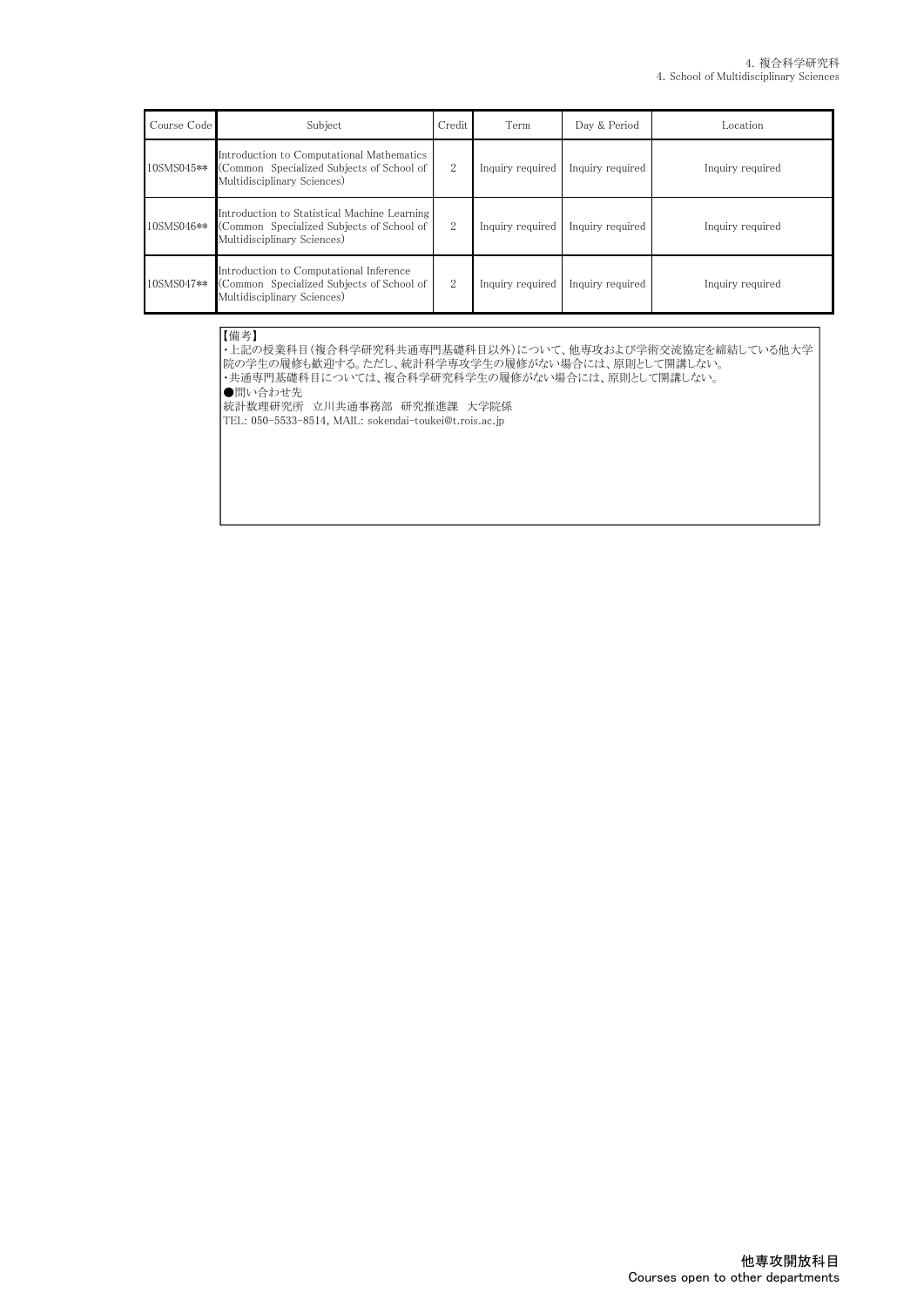| Course Code | Subject | Credit | Term | Day & Period | Location |
| --- | --- | --- | --- | --- | --- |
| 10SMS045** | Introduction to Computational Mathematics (Common Specialized Subjects of School of Multidisciplinary Sciences) | 2 | Inquiry required | Inquiry required | Inquiry required |
| 10SMS046** | Introduction to Statistical Machine Learning (Common Specialized Subjects of School of Multidisciplinary Sciences) | 2 | Inquiry required | Inquiry required | Inquiry required |
| 10SMS047** | Introduction to Computational Inference (Common Specialized Subjects of School of Multidisciplinary Sciences) | 2 | Inquiry required | Inquiry required | Inquiry required |

【備考】
・上記の授業科目(複合科学研究科共通専門基礎科目以外)について、他専攻および学術交流協定を締結している他大学院の学生の履修も歓迎する。ただし、統計科学専攻学生の履修がない場合には、原則として開講しない。
・共通専門基礎科目については、複合科学研究科学生の履修がない場合には、原則として開講しない。
●問い合わせ先
統計数理研究所　立川共通事務部　研究推進課　大学院係
TEL: 050-5533-8514, MAIL: sokendai-toukei@t.rois.ac.jp